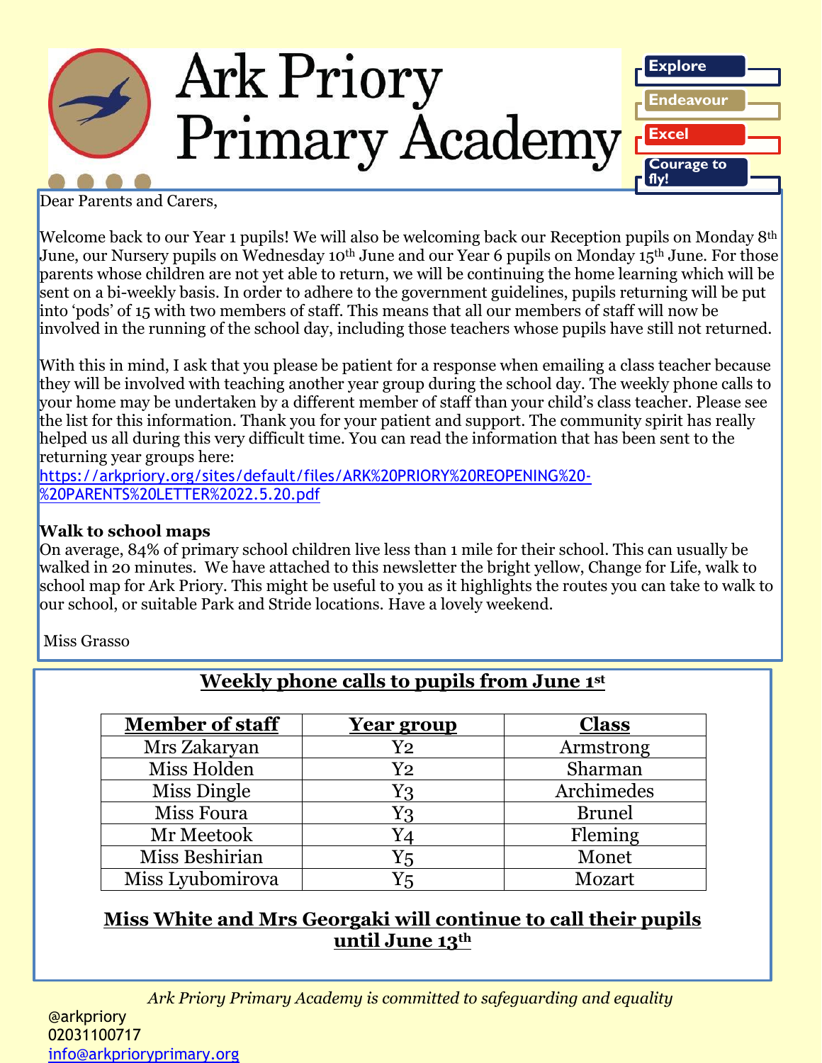# Ark Priory Primary Academy

**Explore**
**Endeavour**
**Excel**
**Courage to fly!**

Dear Parents and Carers,

Welcome back to our Year 1 pupils! We will also be welcoming back our Reception pupils on Monday 8th June, our Nursery pupils on Wednesday 10th June and our Year 6 pupils on Monday 15th June. For those parents whose children are not yet able to return, we will be continuing the home learning which will be sent on a bi-weekly basis. In order to adhere to the government guidelines, pupils returning will be put into 'pods' of 15 with two members of staff. This means that all our members of staff will now be involved in the running of the school day, including those teachers whose pupils have still not returned.

With this in mind, I ask that you please be patient for a response when emailing a class teacher because they will be involved with teaching another year group during the school day. The weekly phone calls to your home may be undertaken by a different member of staff than your child's class teacher. Please see the list for this information. Thank you for your patient and support. The community spirit has really helped us all during this very difficult time. You can read the information that has been sent to the returning year groups here:
https://arkpriory.org/sites/default/files/ARK%20PRIORY%20REOPENING%20-%20PARENTS%20LETTER%2022.5.20.pdf

**Walk to school maps**
On average, 84% of primary school children live less than 1 mile for their school. This can usually be walked in 20 minutes. We have attached to this newsletter the bright yellow, Change for Life, walk to school map for Ark Priory. This might be useful to you as it highlights the routes you can take to walk to our school, or suitable Park and Stride locations. Have a lovely weekend.

Miss Grasso

## Weekly phone calls to pupils from June 1st

| Member of staff | Year group | Class |
|---|---|---|
| Mrs Zakaryan | Y2 | Armstrong |
| Miss Holden | Y2 | Sharman |
| Miss Dingle | Y3 | Archimedes |
| Miss Foura | Y3 | Brunel |
| Mr Meetook | Y4 | Fleming |
| Miss Beshirian | Y5 | Monet |
| Miss Lyubomirova | Y5 | Mozart |

**Miss White and Mrs Georgaki will continue to call their pupils until June 13th**

*Ark Priory Primary Academy is committed to safeguarding and equality*

@arkpriory
02031100717
info@arkprioryprimary.org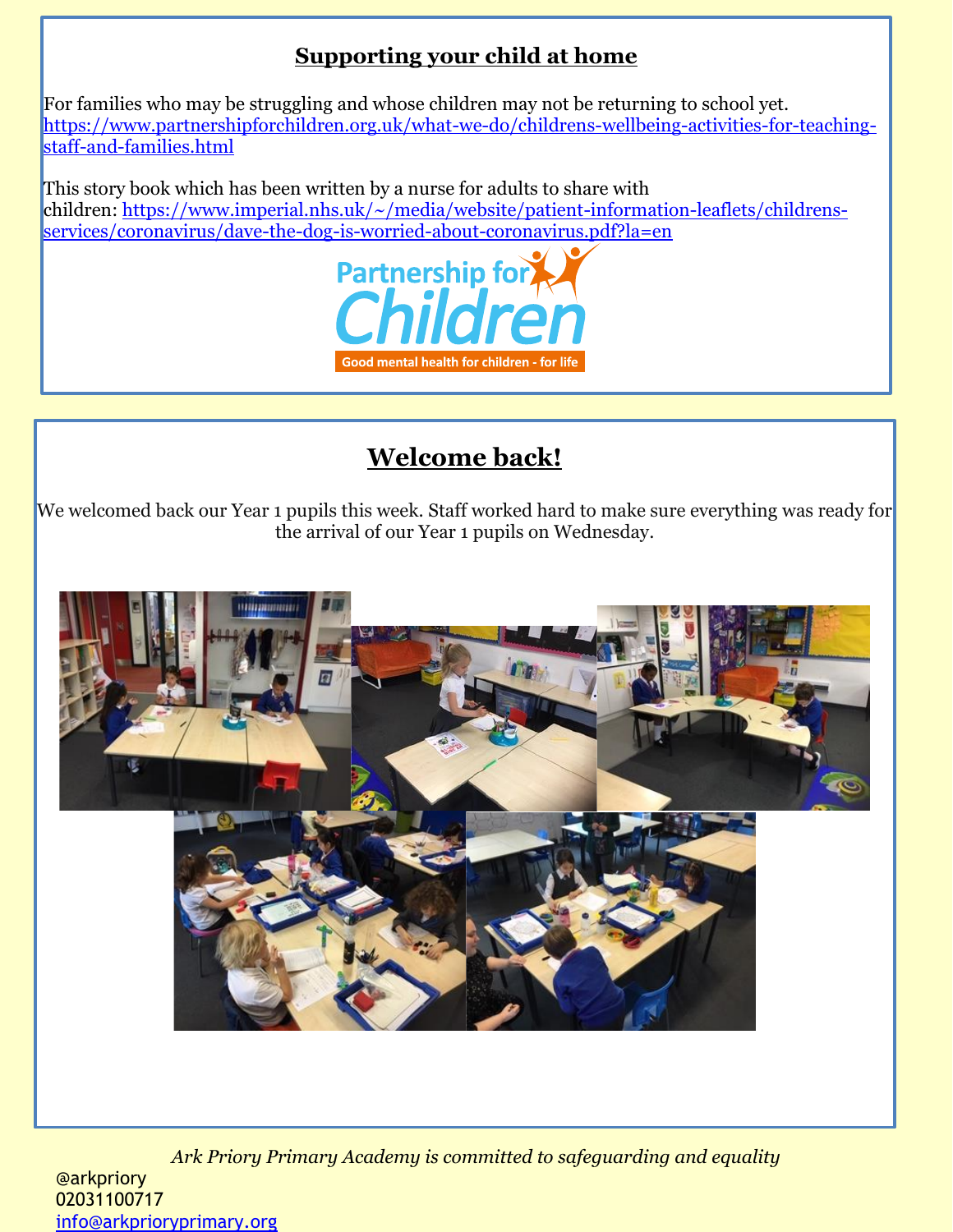## Supporting your child at home

For families who may be struggling and whose children may not be returning to school yet. https://www.partnershipforchildren.org.uk/what-we-do/childrens-wellbeing-activities-for-teaching-staff-and-families.html

This story book which has been written by a nurse for adults to share with children: https://www.imperial.nhs.uk/~/media/website/patient-information-leaflets/childrens-services/coronavirus/dave-the-dog-is-worried-about-coronavirus.pdf?la=en

Partnership for Children

Good mental health for children - for life

## Welcome back!

We welcomed back our Year 1 pupils this week. Staff worked hard to make sure everything was ready for the arrival of our Year 1 pupils on Wednesday.

*Ark Priory Primary Academy is committed to safeguarding and equality*

@arkpriory
02031100717
info@arkprioryprimary.org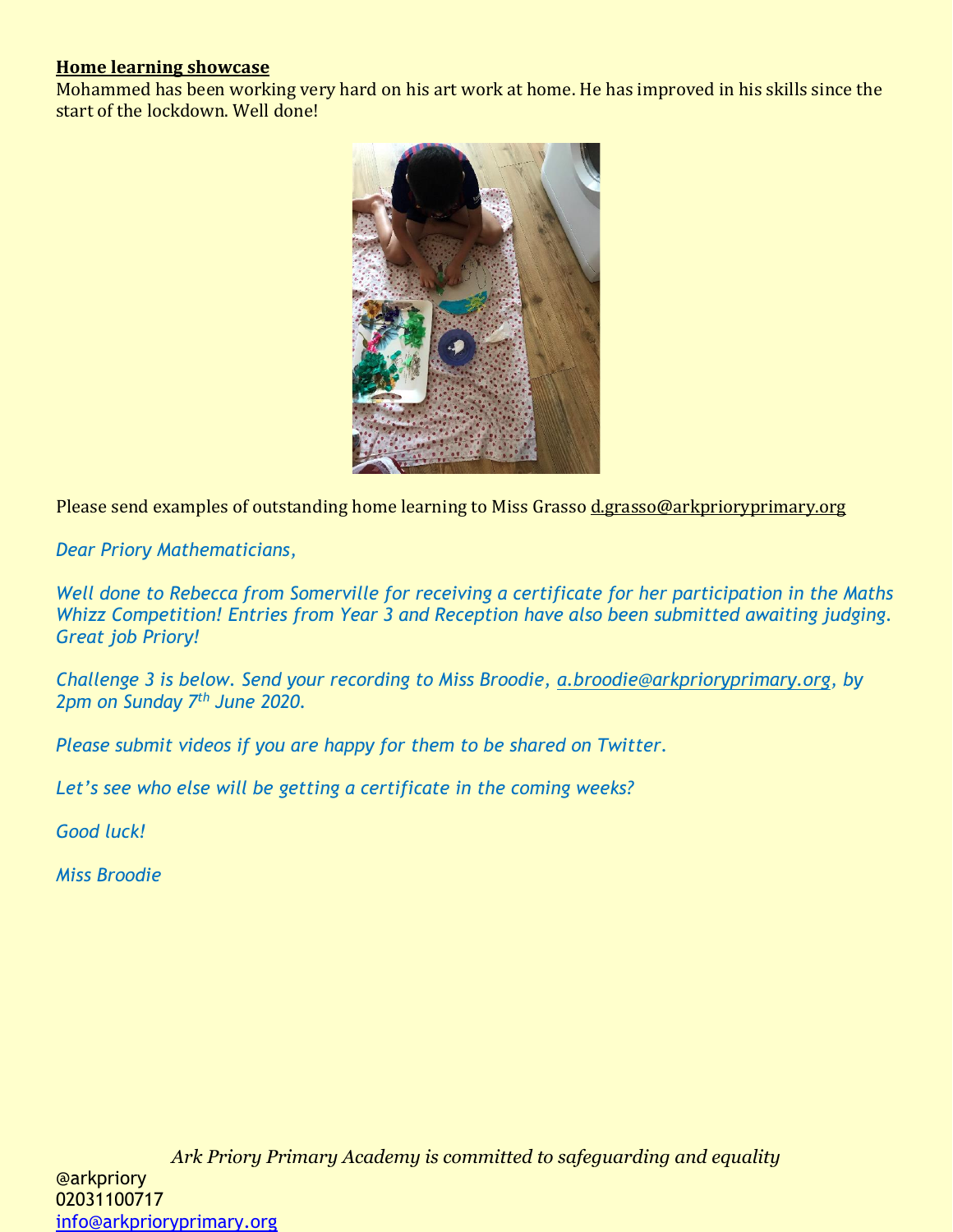**Home learning showcase**

Mohammed has been working very hard on his art work at home. He has improved in his skills since the start of the lockdown. Well done!

Please send examples of outstanding home learning to Miss Grasso d.grasso@arkprioryprimary.org

*Dear Priory Mathematicians,*

*Well done to Rebecca from Somerville for receiving a certificate for her participation in the Maths Whizz Competition! Entries from Year 3 and Reception have also been submitted awaiting judging. Great job Priory!*

*Challenge 3 is below. Send your recording to Miss Broodie, a.broodie@arkprioryprimary.org, by 2pm on Sunday 7th June 2020.*

*Please submit videos if you are happy for them to be shared on Twitter.*

*Let's see who else will be getting a certificate in the coming weeks?*

*Good luck!*

*Miss Broodie*

*Ark Priory Primary Academy is committed to safeguarding and equality*

@arkpriory
02031100717
info@arkprioryprimary.org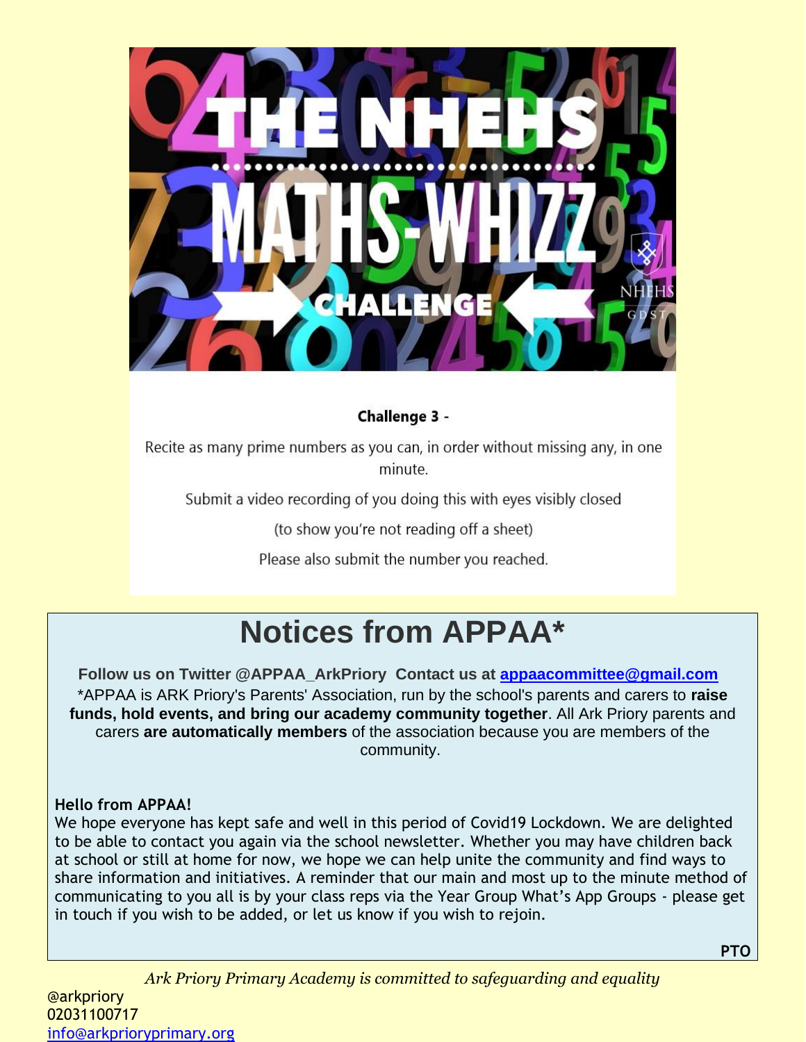# THE NHEHS MATHS-WHIZZ CHALLENGE

**Challenge 3 -**

Recite as many prime numbers as you can, in order without missing any, in one minute.

Submit a video recording of you doing this with eyes visibly closed

(to show you're not reading off a sheet)

Please also submit the number you reached.

# Notices from APPAA*

**Follow us on Twitter @APPAA_ArkPriory Contact us at [appaacommittee@gmail.com](mailto:appaacommittee@gmail.com)**

*APPAA is ARK Priory's Parents' Association, run by the school's parents and carers to **raise funds, hold events, and bring our academy community together**. All Ark Priory parents and carers **are automatically members** of the association because you are members of the community.

**Hello from APPAA!**

We hope everyone has kept safe and well in this period of Covid19 Lockdown. We are delighted to be able to contact you again via the school newsletter. Whether you may have children back at school or still at home for now, we hope we can help unite the community and find ways to share information and initiatives. A reminder that our main and most up to the minute method of communicating to you all is by your class reps via the Year Group What's App Groups - please get in touch if you wish to be added, or let us know if you wish to rejoin.

**PTO**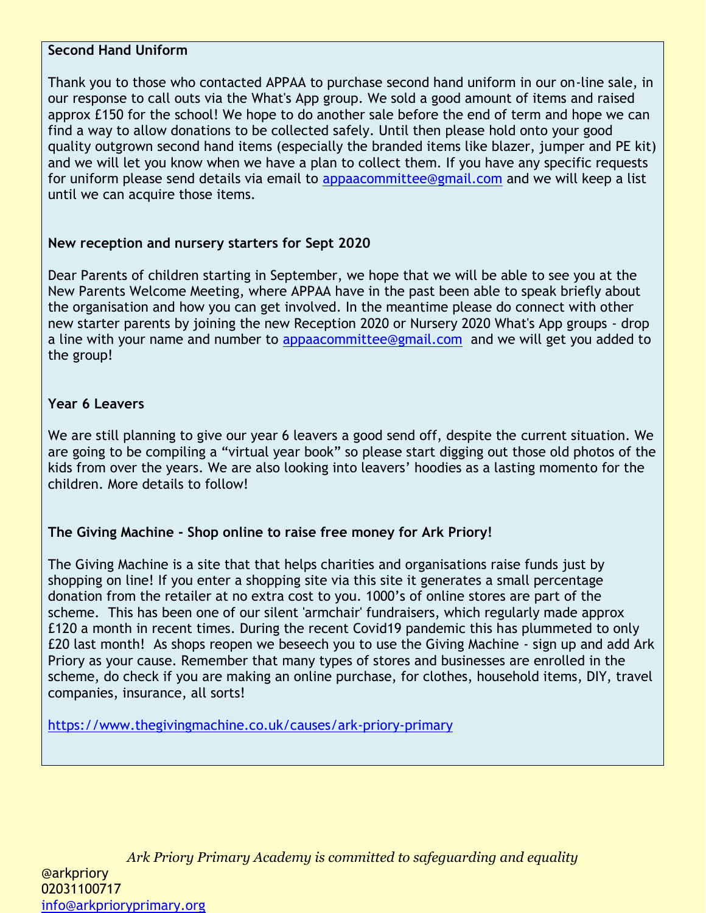**Second Hand Uniform**

Thank you to those who contacted APPAA to purchase second hand uniform in our on-line sale, in our response to call outs via the What's App group. We sold a good amount of items and raised approx £150 for the school! We hope to do another sale before the end of term and hope we can find a way to allow donations to be collected safely. Until then please hold onto your good quality outgrown second hand items (especially the branded items like blazer, jumper and PE kit) and we will let you know when we have a plan to collect them. If you have any specific requests for uniform please send details via email to appaacommittee@gmail.com and we will keep a list until we can acquire those items.

**New reception and nursery starters for Sept 2020**

Dear Parents of children starting in September, we hope that we will be able to see you at the New Parents Welcome Meeting, where APPAA have in the past been able to speak briefly about the organisation and how you can get involved. In the meantime please do connect with other new starter parents by joining the new Reception 2020 or Nursery 2020 What's App groups - drop a line with your name and number to appaacommittee@gmail.com and we will get you added to the group!

**Year 6 Leavers**

We are still planning to give our year 6 leavers a good send off, despite the current situation. We are going to be compiling a "virtual year book" so please start digging out those old photos of the kids from over the years. We are also looking into leavers' hoodies as a lasting momento for the children. More details to follow!

**The Giving Machine - Shop online to raise free money for Ark Priory!**

The Giving Machine is a site that that helps charities and organisations raise funds just by shopping on line! If you enter a shopping site via this site it generates a small percentage donation from the retailer at no extra cost to you. 1000's of online stores are part of the scheme. This has been one of our silent 'armchair' fundraisers, which regularly made approx £120 a month in recent times. During the recent Covid19 pandemic this has plummeted to only £20 last month! As shops reopen we beseech you to use the Giving Machine - sign up and add Ark Priory as your cause. Remember that many types of stores and businesses are enrolled in the scheme, do check if you are making an online purchase, for clothes, household items, DIY, travel companies, insurance, all sorts!

https://www.thegivingmachine.co.uk/causes/ark-priory-primary

*Ark Priory Primary Academy is committed to safeguarding and equality*

@arkpriory
02031100717
info@arkprioryprimary.org